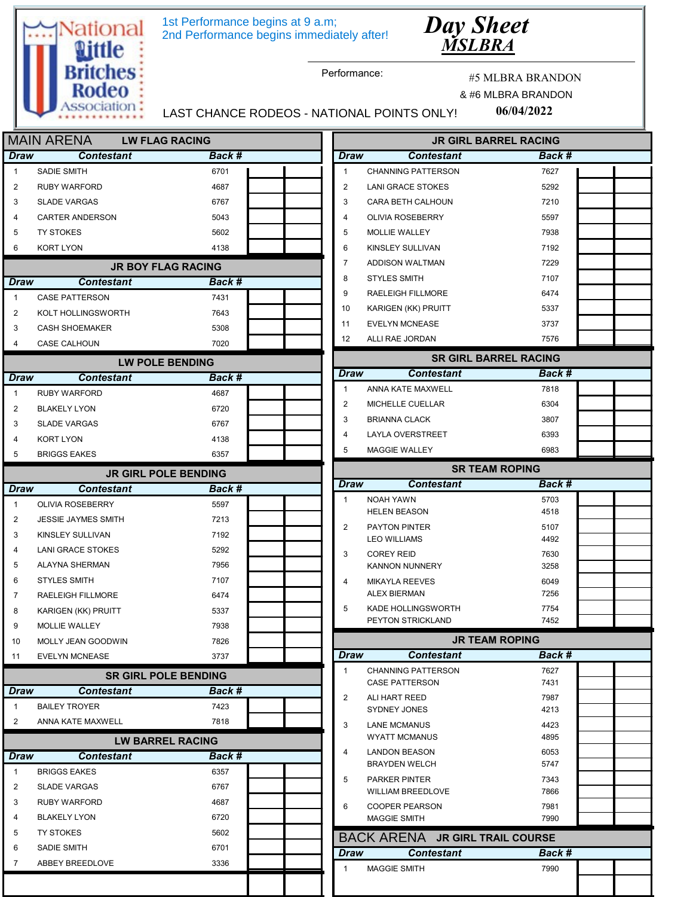# National Little Britches Rodeo Association

1st Performance begins at 9 a.m;
2nd Performance begins immediately after!

## Day Sheet
## MSLBRA

Performance: #5 MLBRA BRANDON & #6 MLBRA BRANDON

LAST CHANCE RODEOS - NATIONAL POINTS ONLY! 06/04/2022

## MAIN ARENA

### LW FLAG RACING

| Draw | Contestant | Back # | | |
|---|---|---|---|---|
| 1 | SADIE SMITH | 6701 | | |
| 2 | RUBY WARFORD | 4687 | | |
| 3 | SLADE VARGAS | 6767 | | |
| 4 | CARTER ANDERSON | 5043 | | |
| 5 | TY STOKES | 5602 | | |
| 6 | KORT LYON | 4138 | | |

### JR BOY FLAG RACING

| Draw | Contestant | Back # | | |
|---|---|---|---|---|
| 1 | CASE PATTERSON | 7431 | | |
| 2 | KOLT HOLLINGSWORTH | 7643 | | |
| 3 | CASH SHOEMAKER | 5308 | | |
| 4 | CASE CALHOUN | 7020 | | |

### LW POLE BENDING

| Draw | Contestant | Back # | | |
|---|---|---|---|---|
| 1 | RUBY WARFORD | 4687 | | |
| 2 | BLAKELY LYON | 6720 | | |
| 3 | SLADE VARGAS | 6767 | | |
| 4 | KORT LYON | 4138 | | |
| 5 | BRIGGS EAKES | 6357 | | |

### JR GIRL POLE BENDING

| Draw | Contestant | Back # | | |
|---|---|---|---|---|
| 1 | OLIVIA ROSEBERRY | 5597 | | |
| 2 | JESSIE JAYMES SMITH | 7213 | | |
| 3 | KINSLEY SULLIVAN | 7192 | | |
| 4 | LANI GRACE STOKES | 5292 | | |
| 5 | ALAYNA SHERMAN | 7956 | | |
| 6 | STYLES SMITH | 7107 | | |
| 7 | RAELEIGH FILLMORE | 6474 | | |
| 8 | KARIGEN (KK) PRUITT | 5337 | | |
| 9 | MOLLIE WALLEY | 7938 | | |
| 10 | MOLLY JEAN GOODWIN | 7826 | | |
| 11 | EVELYN MCNEASE | 3737 | | |

### SR GIRL POLE BENDING

| Draw | Contestant | Back # | | |
|---|---|---|---|---|
| 1 | BAILEY TROYER | 7423 | | |
| 2 | ANNA KATE MAXWELL | 7818 | | |

### LW BARREL RACING

| Draw | Contestant | Back # | | |
|---|---|---|---|---|
| 1 | BRIGGS EAKES | 6357 | | |
| 2 | SLADE VARGAS | 6767 | | |
| 3 | RUBY WARFORD | 4687 | | |
| 4 | BLAKELY LYON | 6720 | | |
| 5 | TY STOKES | 5602 | | |
| 6 | SADIE SMITH | 6701 | | |
| 7 | ABBEY BREEDLOVE | 3336 | | |

### JR GIRL BARREL RACING

| Draw | Contestant | Back # | | |
|---|---|---|---|---|
| 1 | CHANNING PATTERSON | 7627 | | |
| 2 | LANI GRACE STOKES | 5292 | | |
| 3 | CARA BETH CALHOUN | 7210 | | |
| 4 | OLIVIA ROSEBERRY | 5597 | | |
| 5 | MOLLIE WALLEY | 7938 | | |
| 6 | KINSLEY SULLIVAN | 7192 | | |
| 7 | ADDISON WALTMAN | 7229 | | |
| 8 | STYLES SMITH | 7107 | | |
| 9 | RAELEIGH FILLMORE | 6474 | | |
| 10 | KARIGEN (KK) PRUITT | 5337 | | |
| 11 | EVELYN MCNEASE | 3737 | | |
| 12 | ALLI RAE JORDAN | 7576 | | |

### SR GIRL BARREL RACING

| Draw | Contestant | Back # | | |
|---|---|---|---|---|
| 1 | ANNA KATE MAXWELL | 7818 | | |
| 2 | MICHELLE CUELLAR | 6304 | | |
| 3 | BRIANNA CLACK | 3807 | | |
| 4 | LAYLA OVERSTREET | 6393 | | |
| 5 | MAGGIE WALLEY | 6983 | | |

### SR TEAM ROPING

| Draw | Contestant | Back # | | |
|---|---|---|---|---|
| 1 | NOAH YAWN | 5703 | | |
| | HELEN BEASON | 4518 | | |
| 2 | PAYTON PINTER | 5107 | | |
| | LEO WILLIAMS | 4492 | | |
| 3 | COREY REID | 7630 | | |
| | KANNON NUNNERY | 3258 | | |
| 4 | MIKAYLA REEVES | 6049 | | |
| | ALEX BIERMAN | 7256 | | |
| 5 | KADE HOLLINGSWORTH | 7754 | | |
| | PEYTON STRICKLAND | 7452 | | |

### JR TEAM ROPING

| Draw | Contestant | Back # | | |
|---|---|---|---|---|
| 1 | CHANNING PATTERSON | 7627 | | |
| | CASE PATTERSON | 7431 | | |
| 2 | ALI HART REED | 7987 | | |
| | SYDNEY JONES | 4213 | | |
| 3 | LANE MCMANUS | 4423 | | |
| | WYATT MCMANUS | 4895 | | |
| 4 | LANDON BEASON | 6053 | | |
| | BRAYDEN WELCH | 5747 | | |
| 5 | PARKER PINTER | 7343 | | |
| | WILLIAM BREEDLOVE | 7866 | | |
| 6 | COOPER PEARSON | 7981 | | |
| | MAGGIE SMITH | 7990 | | |

## BACK ARENA

### JR GIRL TRAIL COURSE

| Draw | Contestant | Back # | | |
|---|---|---|---|---|
| 1 | MAGGIE SMITH | 7990 | | |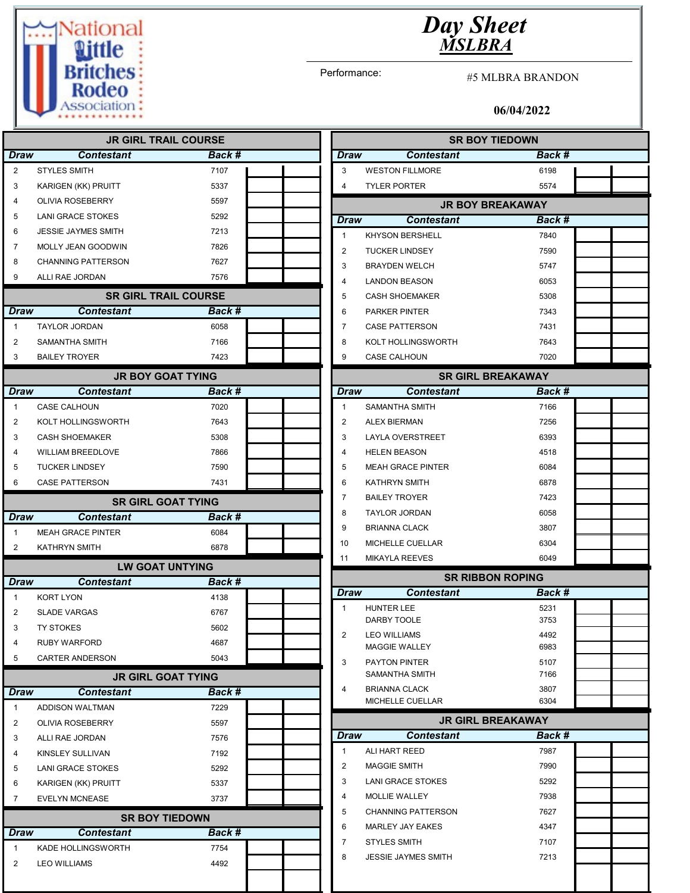# Day Sheet

## MSLBRA

National Little Britches Rodeo Association

Performance: #5 MLBRA BRANDON

06/04/2022

### JR GIRL TRAIL COURSE

| Draw | Contestant | Back # | | |
|---|---|---|---|---|
| 2 | STYLES SMITH | 7107 | | |
| 3 | KARIGEN (KK) PRUITT | 5337 | | |
| 4 | OLIVIA ROSEBERRY | 5597 | | |
| 5 | LANI GRACE STOKES | 5292 | | |
| 6 | JESSIE JAYMES SMITH | 7213 | | |
| 7 | MOLLY JEAN GOODWIN | 7826 | | |
| 8 | CHANNING PATTERSON | 7627 | | |
| 9 | ALLI RAE JORDAN | 7576 | | |

### SR GIRL TRAIL COURSE

| Draw | Contestant | Back # | | |
|---|---|---|---|---|
| 1 | TAYLOR JORDAN | 6058 | | |
| 2 | SAMANTHA SMITH | 7166 | | |
| 3 | BAILEY TROYER | 7423 | | |

### JR BOY GOAT TYING

| Draw | Contestant | Back # | | |
|---|---|---|---|---|
| 1 | CASE CALHOUN | 7020 | | |
| 2 | KOLT HOLLINGSWORTH | 7643 | | |
| 3 | CASH SHOEMAKER | 5308 | | |
| 4 | WILLIAM BREEDLOVE | 7866 | | |
| 5 | TUCKER LINDSEY | 7590 | | |
| 6 | CASE PATTERSON | 7431 | | |

### SR GIRL GOAT TYING

| Draw | Contestant | Back # | | |
|---|---|---|---|---|
| 1 | MEAH GRACE PINTER | 6084 | | |
| 2 | KATHRYN SMITH | 6878 | | |

### LW GOAT UNTYING

| Draw | Contestant | Back # | | |
|---|---|---|---|---|
| 1 | KORT LYON | 4138 | | |
| 2 | SLADE VARGAS | 6767 | | |
| 3 | TY STOKES | 5602 | | |
| 4 | RUBY WARFORD | 4687 | | |
| 5 | CARTER ANDERSON | 5043 | | |

### JR GIRL GOAT TYING

| Draw | Contestant | Back # | | |
|---|---|---|---|---|
| 1 | ADDISON WALTMAN | 7229 | | |
| 2 | OLIVIA ROSEBERRY | 5597 | | |
| 3 | ALLI RAE JORDAN | 7576 | | |
| 4 | KINSLEY SULLIVAN | 7192 | | |
| 5 | LANI GRACE STOKES | 5292 | | |
| 6 | KARIGEN (KK) PRUITT | 5337 | | |
| 7 | EVELYN MCNEASE | 3737 | | |

### SR BOY TIEDOWN

| Draw | Contestant | Back # | | |
|---|---|---|---|---|
| 1 | KADE HOLLINGSWORTH | 7754 | | |
| 2 | LEO WILLIAMS | 4492 | | |
| 3 | WESTON FILLMORE | 6198 | | |
| 4 | TYLER PORTER | 5574 | | |

### JR BOY BREAKAWAY

| Draw | Contestant | Back # | | |
|---|---|---|---|---|
| 1 | KHYSON BERSHELL | 7840 | | |
| 2 | TUCKER LINDSEY | 7590 | | |
| 3 | BRAYDEN WELCH | 5747 | | |
| 4 | LANDON BEASON | 6053 | | |
| 5 | CASH SHOEMAKER | 5308 | | |
| 6 | PARKER PINTER | 7343 | | |
| 7 | CASE PATTERSON | 7431 | | |
| 8 | KOLT HOLLINGSWORTH | 7643 | | |
| 9 | CASE CALHOUN | 7020 | | |

### SR GIRL BREAKAWAY

| Draw | Contestant | Back # | | |
|---|---|---|---|---|
| 1 | SAMANTHA SMITH | 7166 | | |
| 2 | ALEX BIERMAN | 7256 | | |
| 3 | LAYLA OVERSTREET | 6393 | | |
| 4 | HELEN BEASON | 4518 | | |
| 5 | MEAH GRACE PINTER | 6084 | | |
| 6 | KATHRYN SMITH | 6878 | | |
| 7 | BAILEY TROYER | 7423 | | |
| 8 | TAYLOR JORDAN | 6058 | | |
| 9 | BRIANNA CLACK | 3807 | | |
| 10 | MICHELLE CUELLAR | 6304 | | |
| 11 | MIKAYLA REEVES | 6049 | | |

### SR RIBBON ROPING

| Draw | Contestant | Back # | | |
|---|---|---|---|---|
| 1 | HUNTER LEE | 5231 | | |
| | DARBY TOOLE | 3753 | | |
| 2 | LEO WILLIAMS | 4492 | | |
| | MAGGIE WALLEY | 6983 | | |
| 3 | PAYTON PINTER | 5107 | | |
| | SAMANTHA SMITH | 7166 | | |
| 4 | BRIANNA CLACK | 3807 | | |
| | MICHELLE CUELLAR | 6304 | | |

### JR GIRL BREAKAWAY

| Draw | Contestant | Back # | | |
|---|---|---|---|---|
| 1 | ALI HART REED | 7987 | | |
| 2 | MAGGIE SMITH | 7990 | | |
| 3 | LANI GRACE STOKES | 5292 | | |
| 4 | MOLLIE WALLEY | 7938 | | |
| 5 | CHANNING PATTERSON | 7627 | | |
| 6 | MARLEY JAY EAKES | 4347 | | |
| 7 | STYLES SMITH | 7107 | | |
| 8 | JESSIE JAYMES SMITH | 7213 | | |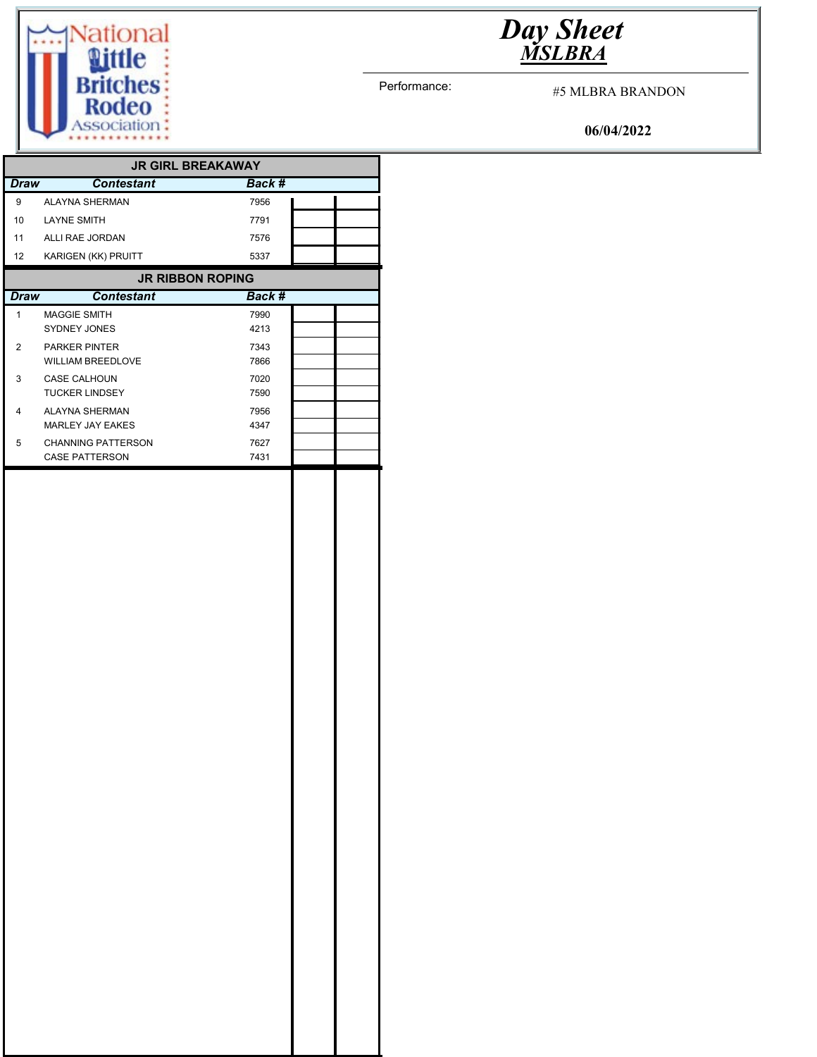# Day Sheet

## MSLBRA

National Little Britches Rodeo Association

Performance: #5 MLBRA BRANDON

06/04/2022

### JR GIRL BREAKAWAY

| Draw | Contestant | Back # | | |
|---|---|---|---|---|
| 9 | ALAYNA SHERMAN | 7956 | | |
| 10 | LAYNE SMITH | 7791 | | |
| 11 | ALLI RAE JORDAN | 7576 | | |
| 12 | KARIGEN (KK) PRUITT | 5337 | | |

### JR RIBBON ROPING

| Draw | Contestant | Back # | | |
|---|---|---|---|---|
| 1 | MAGGIE SMITH | 7990 | | |
| | SYDNEY JONES | 4213 | | |
| 2 | PARKER PINTER | 7343 | | |
| | WILLIAM BREEDLOVE | 7866 | | |
| 3 | CASE CALHOUN | 7020 | | |
| | TUCKER LINDSEY | 7590 | | |
| 4 | ALAYNA SHERMAN | 7956 | | |
| | MARLEY JAY EAKES | 4347 | | |
| 5 | CHANNING PATTERSON | 7627 | | |
| | CASE PATTERSON | 7431 | | |